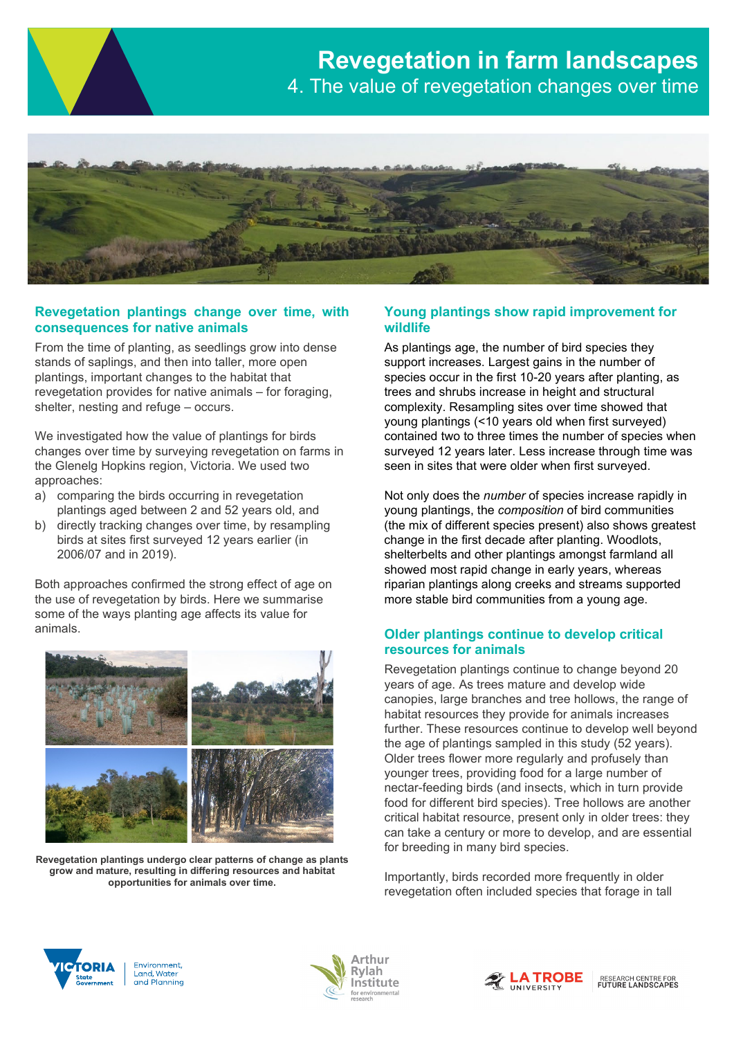# Revegetation in farm landscapes

## 4. The value of revegetation changes over time

### Revegetation plantings change over time, with consequences for native animals

From the time of planting, as seedlings grow into dense stands of saplings, and then into taller, more open plantings, important changes to the habitat that revegetation provides for native animals – for foraging, shelter, nesting and refuge – occurs.

We investigated how the value of plantings for birds changes over time by surveying revegetation on farms in the Glenelg Hopkins region, Victoria. We used two approaches:

a) comparing the birds occurring in revegetation plantings aged between 2 and 52 years old, and
b) directly tracking changes over time, by resampling birds at sites first surveyed 12 years earlier (in 2006/07 and in 2019).

Both approaches confirmed the strong effect of age on the use of revegetation by birds. Here we summarise some of the ways planting age affects its value for animals.

**Revegetation plantings undergo clear patterns of change as plants grow and mature, resulting in differing resources and habitat opportunities for animals over time.**

### Young plantings show rapid improvement for wildlife

As plantings age, the number of bird species they support increases. Largest gains in the number of species occur in the first 10-20 years after planting, as trees and shrubs increase in height and structural complexity. Resampling sites over time showed that young plantings (<10 years old when first surveyed) contained two to three times the number of species when surveyed 12 years later. Less increase through time was seen in sites that were older when first surveyed.

Not only does the *number* of species increase rapidly in young plantings, the *composition* of bird communities (the mix of different species present) also shows greatest change in the first decade after planting. Woodlots, shelterbelts and other plantings amongst farmland all showed most rapid change in early years, whereas riparian plantings along creeks and streams supported more stable bird communities from a young age.

### Older plantings continue to develop critical resources for animals

Revegetation plantings continue to change beyond 20 years of age. As trees mature and develop wide canopies, large branches and tree hollows, the range of habitat resources they provide for animals increases further. These resources continue to develop well beyond the age of plantings sampled in this study (52 years). Older trees flower more regularly and profusely than younger trees, providing food for a large number of nectar-feeding birds (and insects, which in turn provide food for different bird species). Tree hollows are another critical habitat resource, present only in older trees: they can take a century or more to develop, and are essential for breeding in many bird species.

Importantly, birds recorded more frequently in older revegetation often included species that forage in tall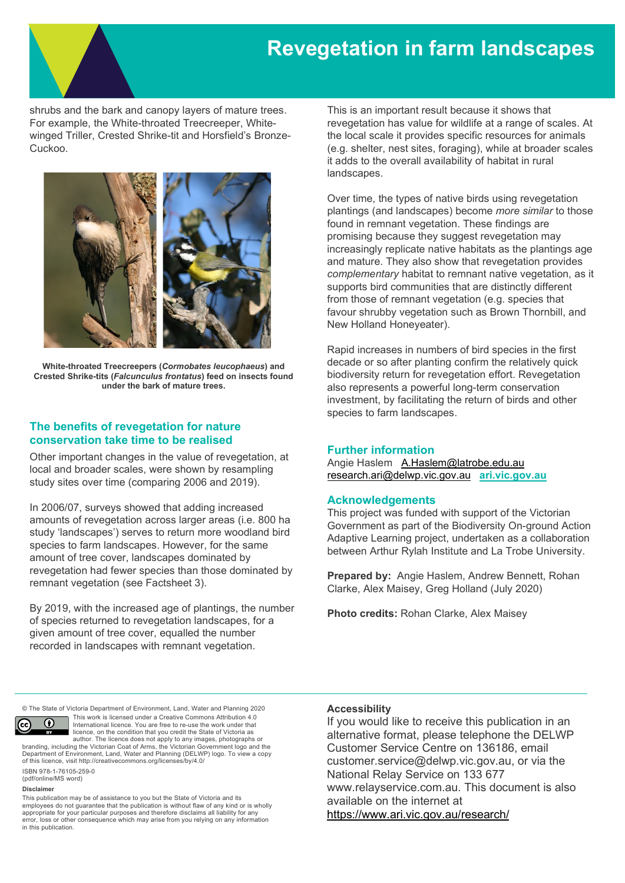# Revegetation in farm landscapes

shrubs and the bark and canopy layers of mature trees. For example, the White-throated Treecreeper, White-winged Triller, Crested Shrike-tit and Horsfield's Bronze-Cuckoo.

**White-throated Treecreepers (*Cormobates leucophaeus*) and Crested Shrike-tits (*Falcunculus frontatus*) feed on insects found under the bark of mature trees.**

## The benefits of revegetation for nature conservation take time to be realised

Other important changes in the value of revegetation, at local and broader scales, were shown by resampling study sites over time (comparing 2006 and 2019).

In 2006/07, surveys showed that adding increased amounts of revegetation across larger areas (i.e. 800 ha study 'landscapes') serves to return more woodland bird species to farm landscapes. However, for the same amount of tree cover, landscapes dominated by revegetation had fewer species than those dominated by remnant vegetation (see Factsheet 3).

By 2019, with the increased age of plantings, the number of species returned to revegetation landscapes, for a given amount of tree cover, equalled the number recorded in landscapes with remnant vegetation.

This is an important result because it shows that revegetation has value for wildlife at a range of scales. At the local scale it provides specific resources for animals (e.g. shelter, nest sites, foraging), while at broader scales it adds to the overall availability of habitat in rural landscapes.

Over time, the types of native birds using revegetation plantings (and landscapes) become *more similar* to those found in remnant vegetation. These findings are promising because they suggest revegetation may increasingly replicate native habitats as the plantings age and mature. They also show that revegetation provides *complementary* habitat to remnant native vegetation, as it supports bird communities that are distinctly different from those of remnant vegetation (e.g. species that favour shrubby vegetation such as Brown Thornbill, and New Holland Honeyeater).

Rapid increases in numbers of bird species in the first decade or so after planting confirm the relatively quick biodiversity return for revegetation effort. Revegetation also represents a powerful long-term conservation investment, by facilitating the return of birds and other species to farm landscapes.

## Further information

Angie Haslem  A.Haslem@latrobe.edu.au
research.ari@delwp.vic.gov.au  **ari.vic.gov.au**

## Acknowledgements

This project was funded with support of the Victorian Government as part of the Biodiversity On-ground Action Adaptive Learning project, undertaken as a collaboration between Arthur Rylah Institute and La Trobe University.

**Prepared by:** Angie Haslem, Andrew Bennett, Rohan Clarke, Alex Maisey, Greg Holland (July 2020)

**Photo credits:** Rohan Clarke, Alex Maisey

© The State of Victoria Department of Environment, Land, Water and Planning 2020

This work is licensed under a Creative Commons Attribution 4.0 International licence. You are free to re-use the work under that licence, on the condition that you credit the State of Victoria as author. The licence does not apply to any images, photographs or branding, including the Victorian Coat of Arms, the Victorian Government logo and the Department of Environment, Land, Water and Planning (DELWP) logo. To view a copy of this licence, visit http://creativecommons.org/licenses/by/4.0/

ISBN 978-1-76105-259-0
(pdf/online/MS word)

**Disclaimer**

This publication may be of assistance to you but the State of Victoria and its employees do not guarantee that the publication is without flaw of any kind or is wholly appropriate for your particular purposes and therefore disclaims all liability for any error, loss or other consequence which may arise from you relying on any information in this publication.

**Accessibility**

If you would like to receive this publication in an alternative format, please telephone the DELWP Customer Service Centre on 136186, email customer.service@delwp.vic.gov.au, or via the National Relay Service on 133 677 www.relayservice.com.au. This document is also available on the internet at https://www.ari.vic.gov.au/research/